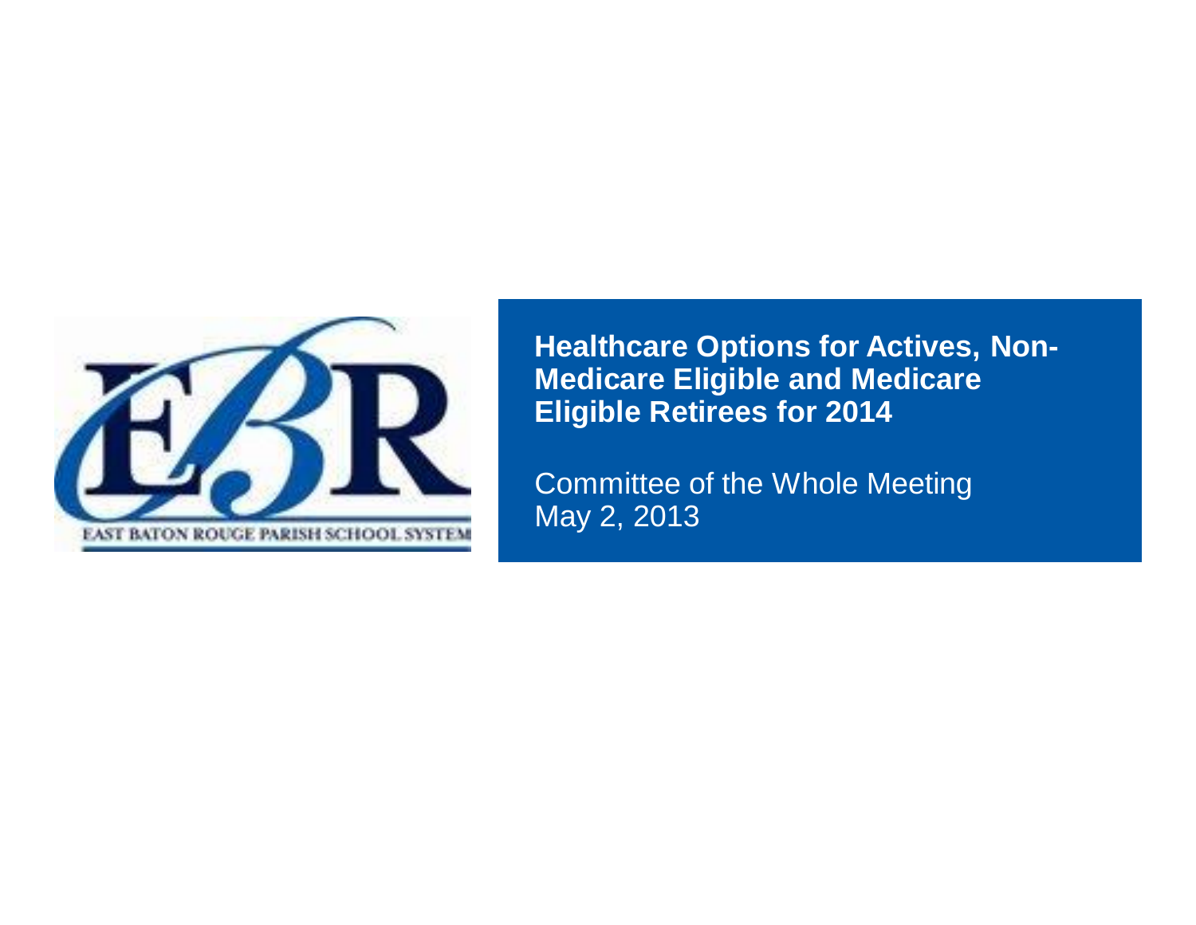EAST BATON ROUGE PARISH SCHOOL SYSTEM

# Healthcare Options for Actives, Non-Medicare Eligible and Medicare Eligible Retirees for 2014

Committee of the Whole Meeting
May 2, 2013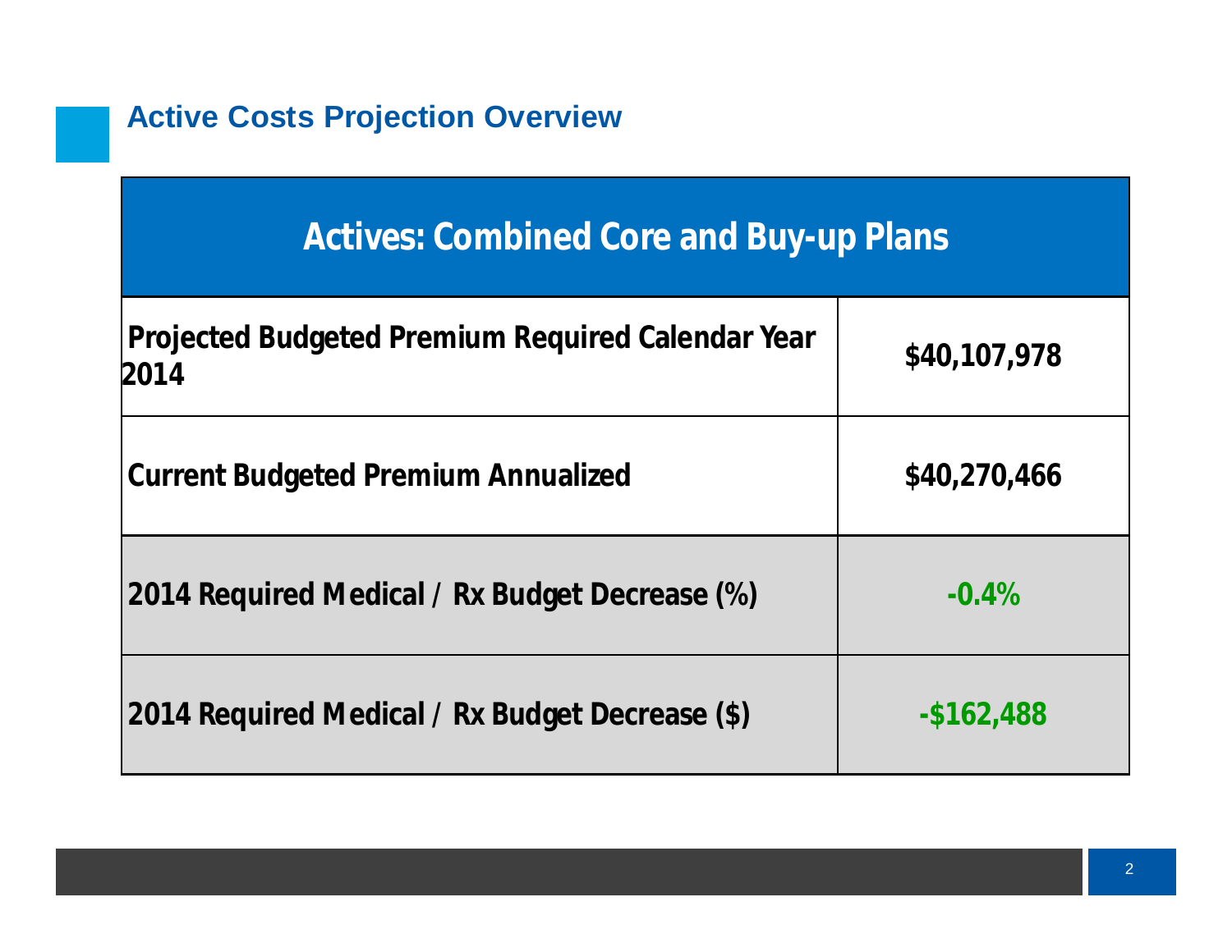## Active Costs Projection Overview

| Actives: Combined Core and Buy-up Plans | |
|---|---|
| **Projected Budgeted Premium Required Calendar Year 2014** | **$40,107,978** |
| **Current Budgeted Premium Annualized** | **$40,270,466** |
| **2014 Required Medical / Rx Budget Decrease (%)** | **-0.4%** |
| **2014 Required Medical / Rx Budget Decrease ($)** | **-$162,488** |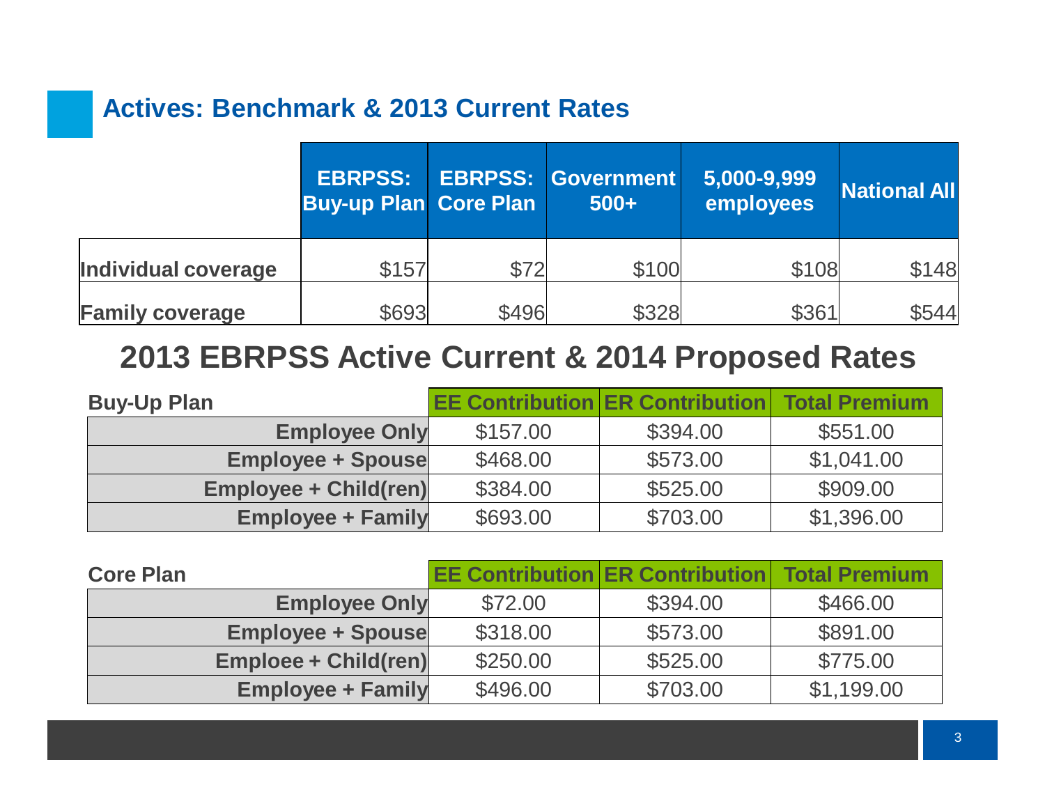## Actives: Benchmark & 2013 Current Rates

| | EBRPSS: Buy-up Plan | EBRPSS: Core Plan | Government 500+ | 5,000-9,999 employees | National All |
|---|---|---|---|---|---|
| **Individual coverage** | $157 | $72 | $100 | $108 | $148 |
| **Family coverage** | $693 | $496 | $328 | $361 | $544 |

## 2013 EBRPSS Active Current & 2014 Proposed Rates

| Buy-Up Plan | EE Contribution | ER Contribution | Total Premium |
|---|---|---|---|
| **Employee Only** | $157.00 | $394.00 | $551.00 |
| **Employee + Spouse** | $468.00 | $573.00 | $1,041.00 |
| **Employee + Child(ren)** | $384.00 | $525.00 | $909.00 |
| **Employee + Family** | $693.00 | $703.00 | $1,396.00 |

| Core Plan | EE Contribution | ER Contribution | Total Premium |
|---|---|---|---|
| **Employee Only** | $72.00 | $394.00 | $466.00 |
| **Employee + Spouse** | $318.00 | $573.00 | $891.00 |
| **Emploee + Child(ren)** | $250.00 | $525.00 | $775.00 |
| **Employee + Family** | $496.00 | $703.00 | $1,199.00 |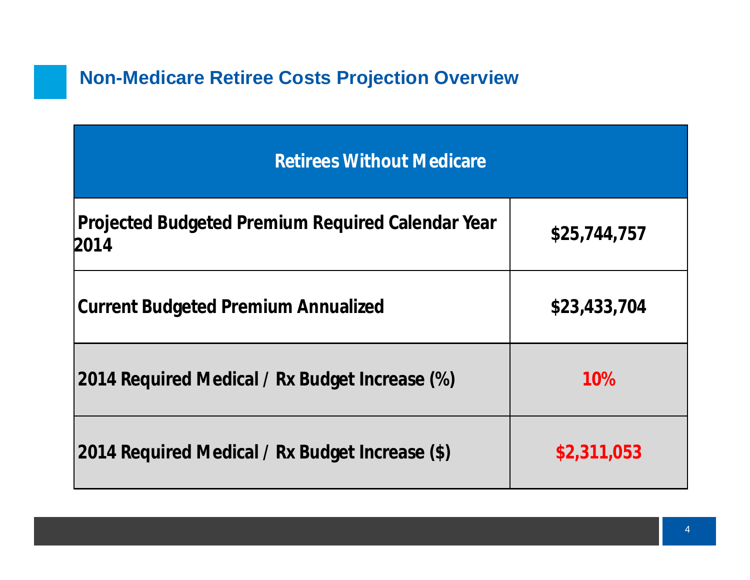## Non-Medicare Retiree Costs Projection Overview

| Retirees Without Medicare | |
|---|---|
| Projected Budgeted Premium Required Calendar Year 2014 | $25,744,757 |
| Current Budgeted Premium Annualized | $23,433,704 |
| 2014 Required Medical / Rx Budget Increase (%) | 10% |
| 2014 Required Medical / Rx Budget Increase ($) | $2,311,053 |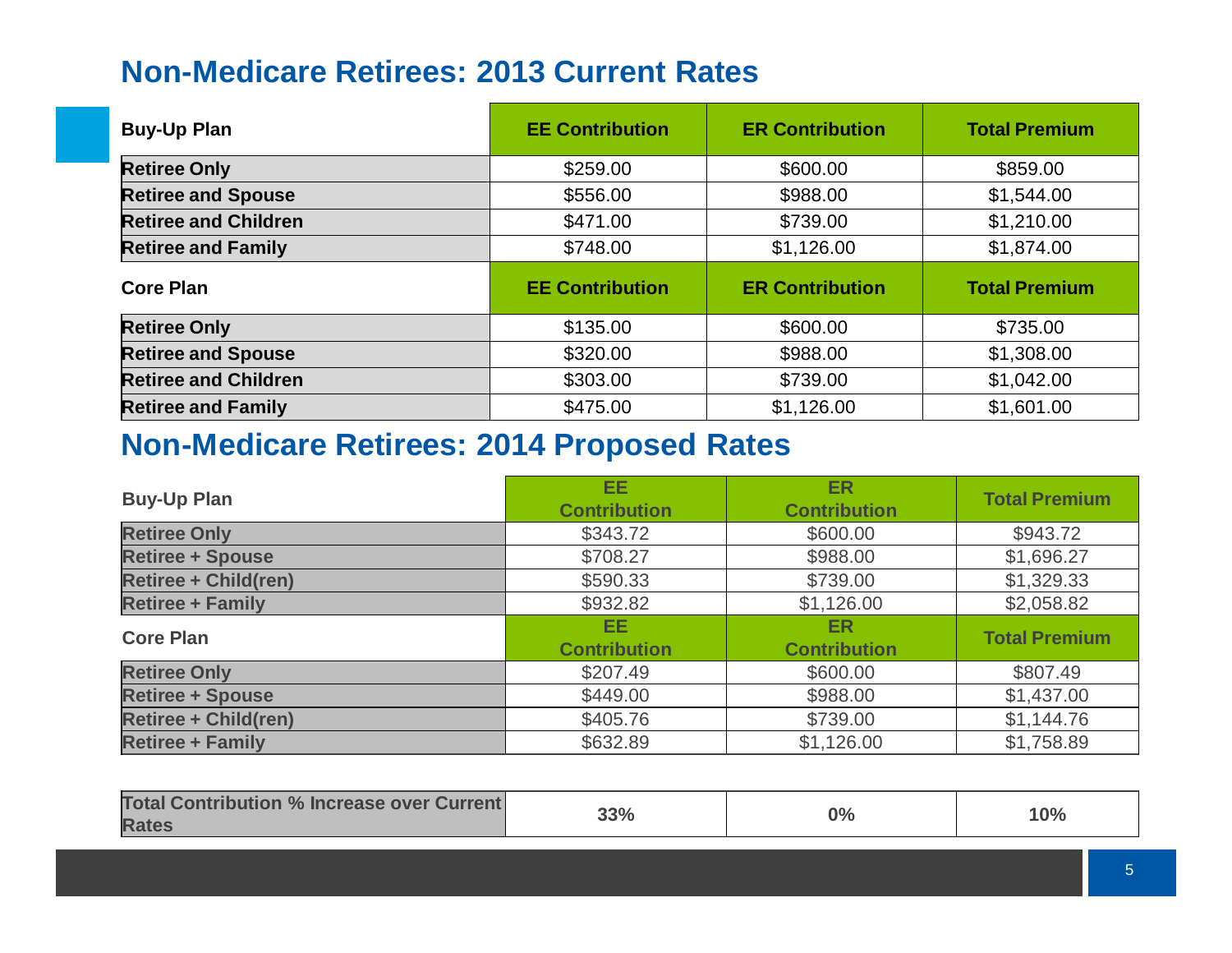## Non-Medicare Retirees: 2013 Current Rates

| Buy-Up Plan | EE Contribution | ER Contribution | Total Premium |
|---|---|---|---|
| **Retiree Only** | $259.00 | $600.00 | $859.00 |
| **Retiree and Spouse** | $556.00 | $988.00 | $1,544.00 |
| **Retiree and Children** | $471.00 | $739.00 | $1,210.00 |
| **Retiree and Family** | $748.00 | $1,126.00 | $1,874.00 |
| **Core Plan** | **EE Contribution** | **ER Contribution** | **Total Premium** |
| **Retiree Only** | $135.00 | $600.00 | $735.00 |
| **Retiree and Spouse** | $320.00 | $988.00 | $1,308.00 |
| **Retiree and Children** | $303.00 | $739.00 | $1,042.00 |
| **Retiree and Family** | $475.00 | $1,126.00 | $1,601.00 |

## Non-Medicare Retirees: 2014 Proposed Rates

| Buy-Up Plan | EE Contribution | ER Contribution | Total Premium |
|---|---|---|---|
| **Retiree Only** | $343.72 | $600.00 | $943.72 |
| **Retiree + Spouse** | $708.27 | $988.00 | $1,696.27 |
| **Retiree + Child(ren)** | $590.33 | $739.00 | $1,329.33 |
| **Retiree + Family** | $932.82 | $1,126.00 | $2,058.82 |
| **Core Plan** | **EE Contribution** | **ER Contribution** | **Total Premium** |
| **Retiree Only** | $207.49 | $600.00 | $807.49 |
| **Retiree + Spouse** | $449.00 | $988.00 | $1,437.00 |
| **Retiree + Child(ren)** | $405.76 | $739.00 | $1,144.76 |
| **Retiree + Family** | $632.89 | $1,126.00 | $1,758.89 |

| **Total Contribution % Increase over Current Rates** | **33%** | **0%** | **10%** |
|---|---|---|---|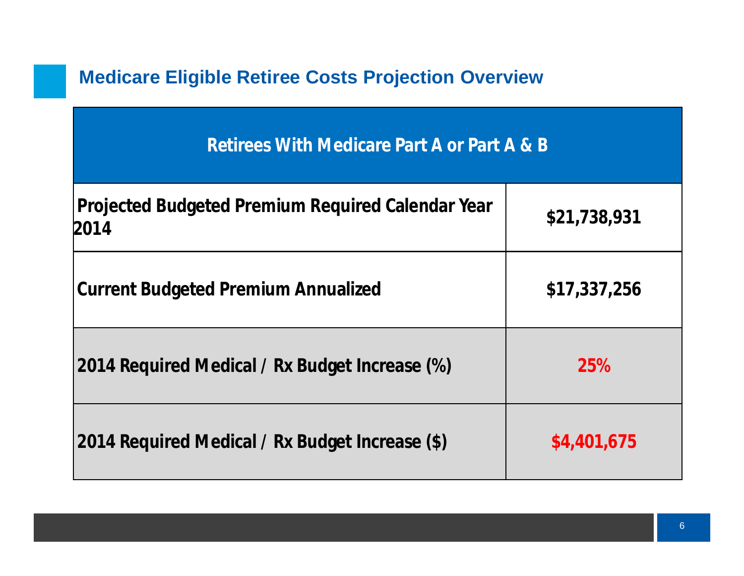## Medicare Eligible Retiree Costs Projection Overview

| Retirees With Medicare Part A or Part A & B | |
|---|---|
| Projected Budgeted Premium Required Calendar Year 2014 | $21,738,931 |
| Current Budgeted Premium Annualized | $17,337,256 |
| 2014 Required Medical / Rx Budget Increase (%) | 25% |
| 2014 Required Medical / Rx Budget Increase ($) | $4,401,675 |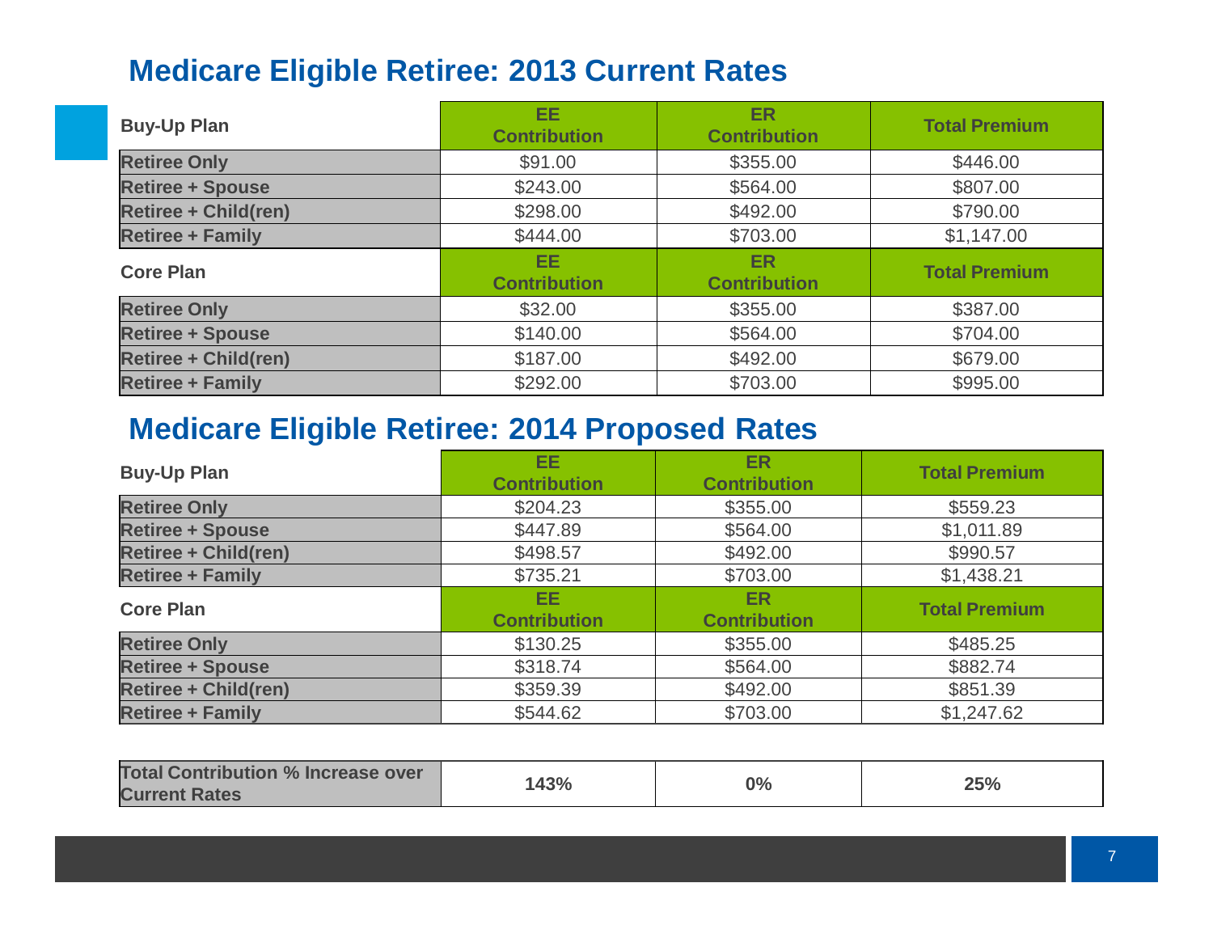## Medicare Eligible Retiree: 2013 Current Rates

| Buy-Up Plan | EE Contribution | ER Contribution | Total Premium |
|---|---|---|---|
| **Retiree Only** | $91.00 | $355.00 | $446.00 |
| **Retiree + Spouse** | $243.00 | $564.00 | $807.00 |
| **Retiree + Child(ren)** | $298.00 | $492.00 | $790.00 |
| **Retiree + Family** | $444.00 | $703.00 | $1,147.00 |
| **Core Plan** | **EE Contribution** | **ER Contribution** | **Total Premium** |
| **Retiree Only** | $32.00 | $355.00 | $387.00 |
| **Retiree + Spouse** | $140.00 | $564.00 | $704.00 |
| **Retiree + Child(ren)** | $187.00 | $492.00 | $679.00 |
| **Retiree + Family** | $292.00 | $703.00 | $995.00 |

## Medicare Eligible Retiree: 2014 Proposed Rates

| Buy-Up Plan | EE Contribution | ER Contribution | Total Premium |
|---|---|---|---|
| **Retiree Only** | $204.23 | $355.00 | $559.23 |
| **Retiree + Spouse** | $447.89 | $564.00 | $1,011.89 |
| **Retiree + Child(ren)** | $498.57 | $492.00 | $990.57 |
| **Retiree + Family** | $735.21 | $703.00 | $1,438.21 |
| **Core Plan** | **EE Contribution** | **ER Contribution** | **Total Premium** |
| **Retiree Only** | $130.25 | $355.00 | $485.25 |
| **Retiree + Spouse** | $318.74 | $564.00 | $882.74 |
| **Retiree + Child(ren)** | $359.39 | $492.00 | $851.39 |
| **Retiree + Family** | $544.62 | $703.00 | $1,247.62 |

| Total Contribution % Increase over Current Rates | 143% | 0% | 25% |
|---|---|---|---|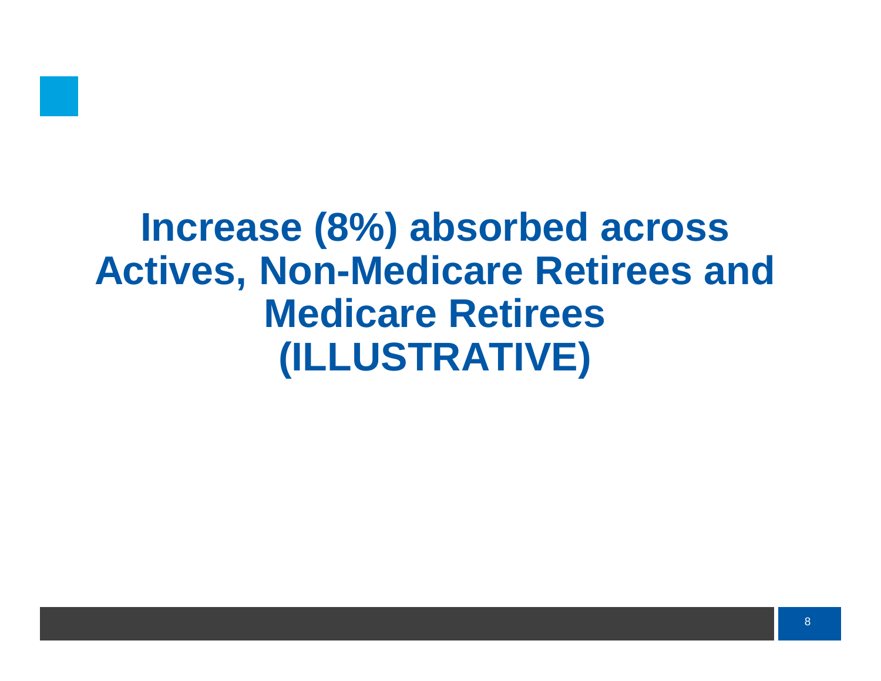# Increase (8%) absorbed across Actives, Non-Medicare Retirees and Medicare Retirees (ILLUSTRATIVE)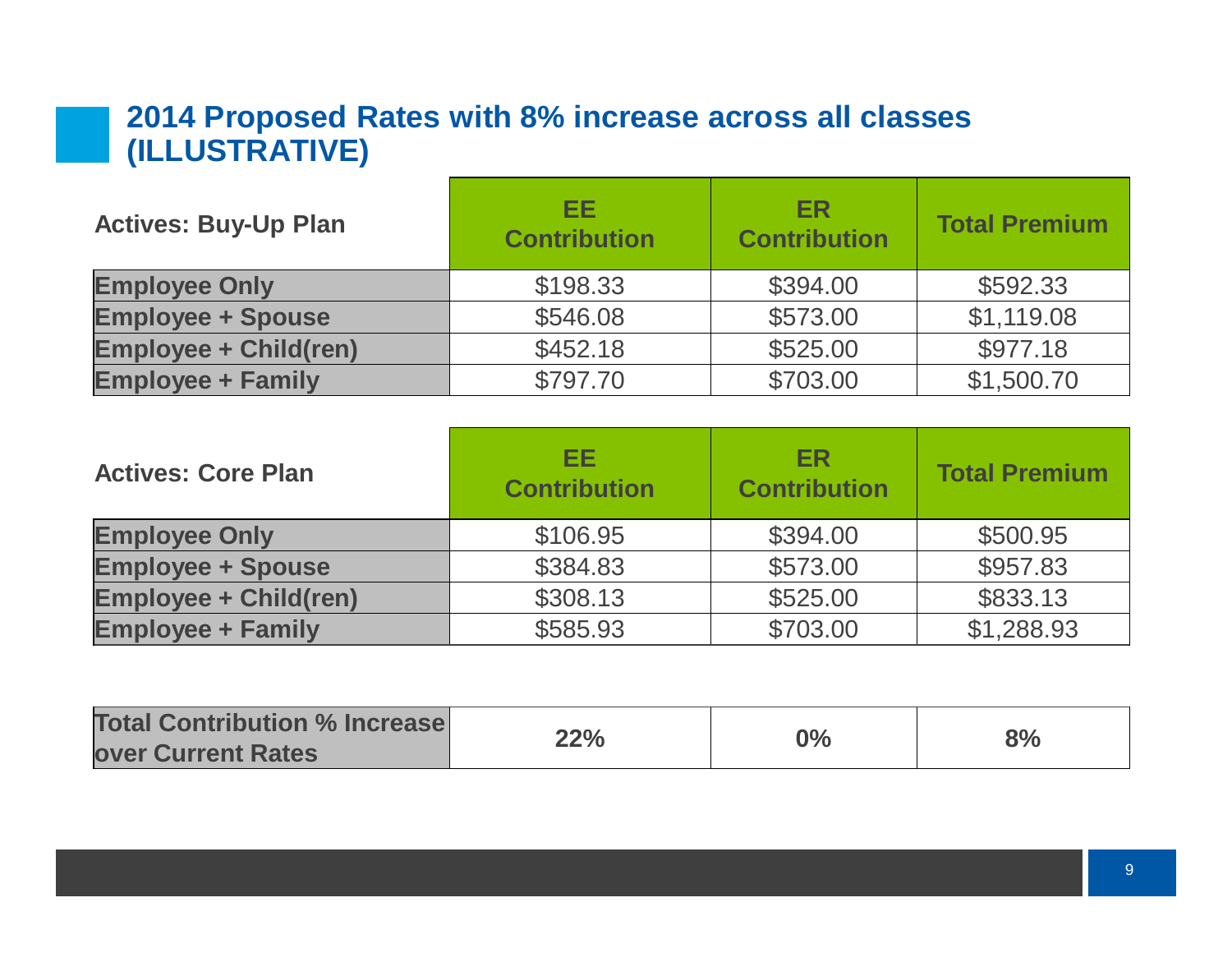## 2014 Proposed Rates with 8% increase across all classes (ILLUSTRATIVE)

| Actives: Buy-Up Plan | EE Contribution | ER Contribution | Total Premium |
|---|---|---|---|
| **Employee Only** | $198.33 | $394.00 | $592.33 |
| **Employee + Spouse** | $546.08 | $573.00 | $1,119.08 |
| **Employee + Child(ren)** | $452.18 | $525.00 | $977.18 |
| **Employee + Family** | $797.70 | $703.00 | $1,500.70 |

| Actives: Core Plan | EE Contribution | ER Contribution | Total Premium |
|---|---|---|---|
| **Employee Only** | $106.95 | $394.00 | $500.95 |
| **Employee + Spouse** | $384.83 | $573.00 | $957.83 |
| **Employee + Child(ren)** | $308.13 | $525.00 | $833.13 |
| **Employee + Family** | $585.93 | $703.00 | $1,288.93 |

| | | | |
|---|---|---|---|
| **Total Contribution % Increase over Current Rates** | **22%** | **0%** | **8%** |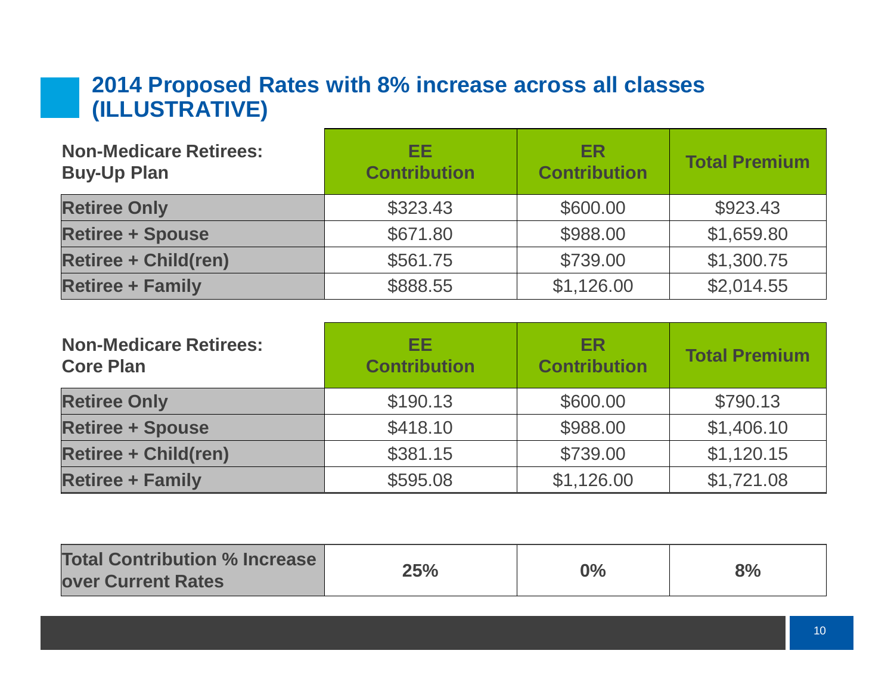## 2014 Proposed Rates with 8% increase across all classes (ILLUSTRATIVE)

| Non-Medicare Retirees: Buy-Up Plan | EE Contribution | ER Contribution | Total Premium |
|---|---|---|---|
| **Retiree Only** | $323.43 | $600.00 | $923.43 |
| **Retiree + Spouse** | $671.80 | $988.00 | $1,659.80 |
| **Retiree + Child(ren)** | $561.75 | $739.00 | $1,300.75 |
| **Retiree + Family** | $888.55 | $1,126.00 | $2,014.55 |

| Non-Medicare Retirees: Core Plan | EE Contribution | ER Contribution | Total Premium |
|---|---|---|---|
| **Retiree Only** | $190.13 | $600.00 | $790.13 |
| **Retiree + Spouse** | $418.10 | $988.00 | $1,406.10 |
| **Retiree + Child(ren)** | $381.15 | $739.00 | $1,120.15 |
| **Retiree + Family** | $595.08 | $1,126.00 | $1,721.08 |

| | | | |
|---|---|---|---|
| **Total Contribution % Increase over Current Rates** | **25%** | **0%** | **8%** |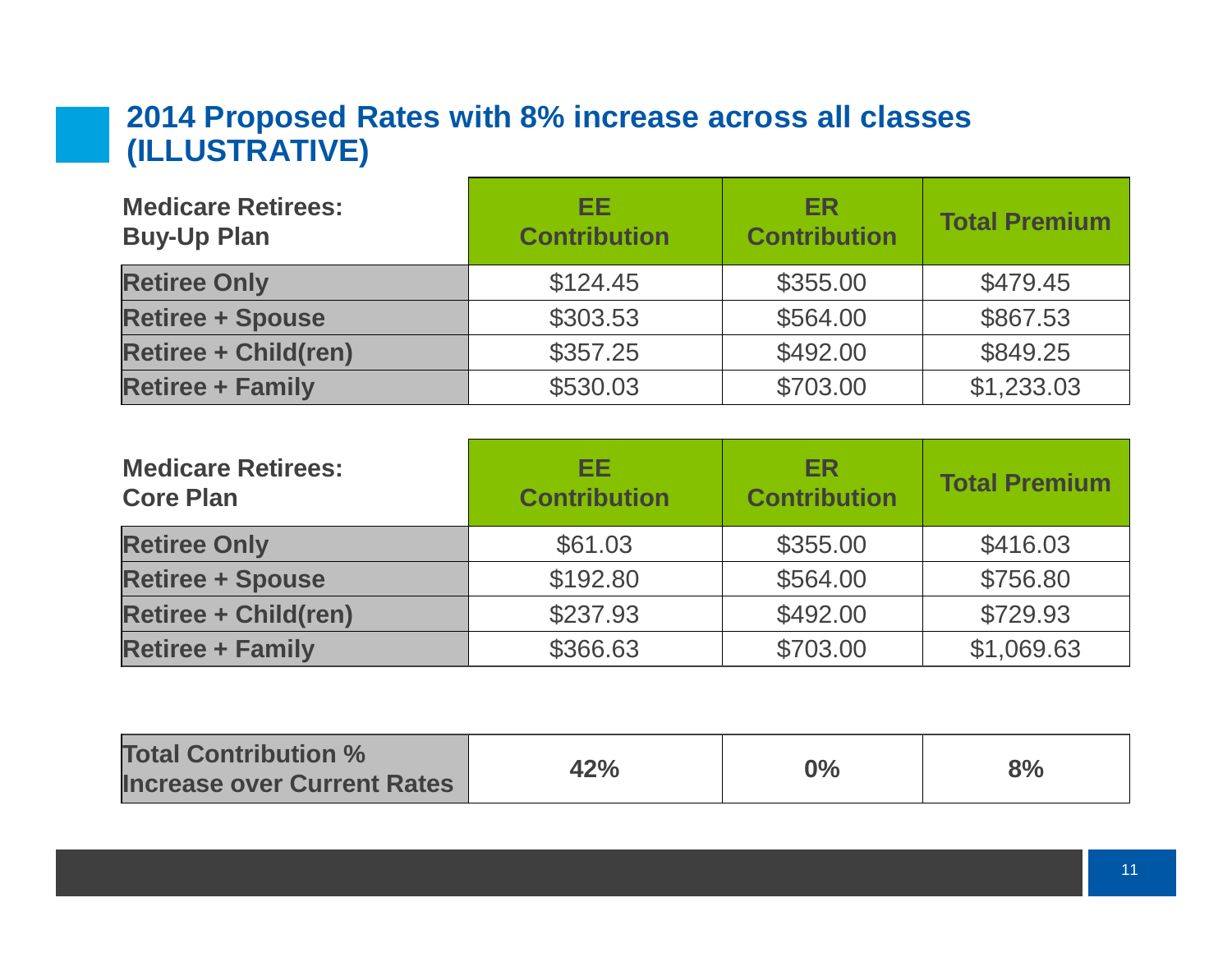## 2014 Proposed Rates with 8% increase across all classes (ILLUSTRATIVE)

| Medicare Retirees: Buy-Up Plan | EE Contribution | ER Contribution | Total Premium |
|---|---|---|---|
| Retiree Only | $124.45 | $355.00 | $479.45 |
| Retiree + Spouse | $303.53 | $564.00 | $867.53 |
| Retiree + Child(ren) | $357.25 | $492.00 | $849.25 |
| Retiree + Family | $530.03 | $703.00 | $1,233.03 |

| Medicare Retirees: Core Plan | EE Contribution | ER Contribution | Total Premium |
|---|---|---|---|
| Retiree Only | $61.03 | $355.00 | $416.03 |
| Retiree + Spouse | $192.80 | $564.00 | $756.80 |
| Retiree + Child(ren) | $237.93 | $492.00 | $729.93 |
| Retiree + Family | $366.63 | $703.00 | $1,069.63 |

| | | | |
|---|---|---|---|
| Total Contribution % Increase over Current Rates | 42% | 0% | 8% |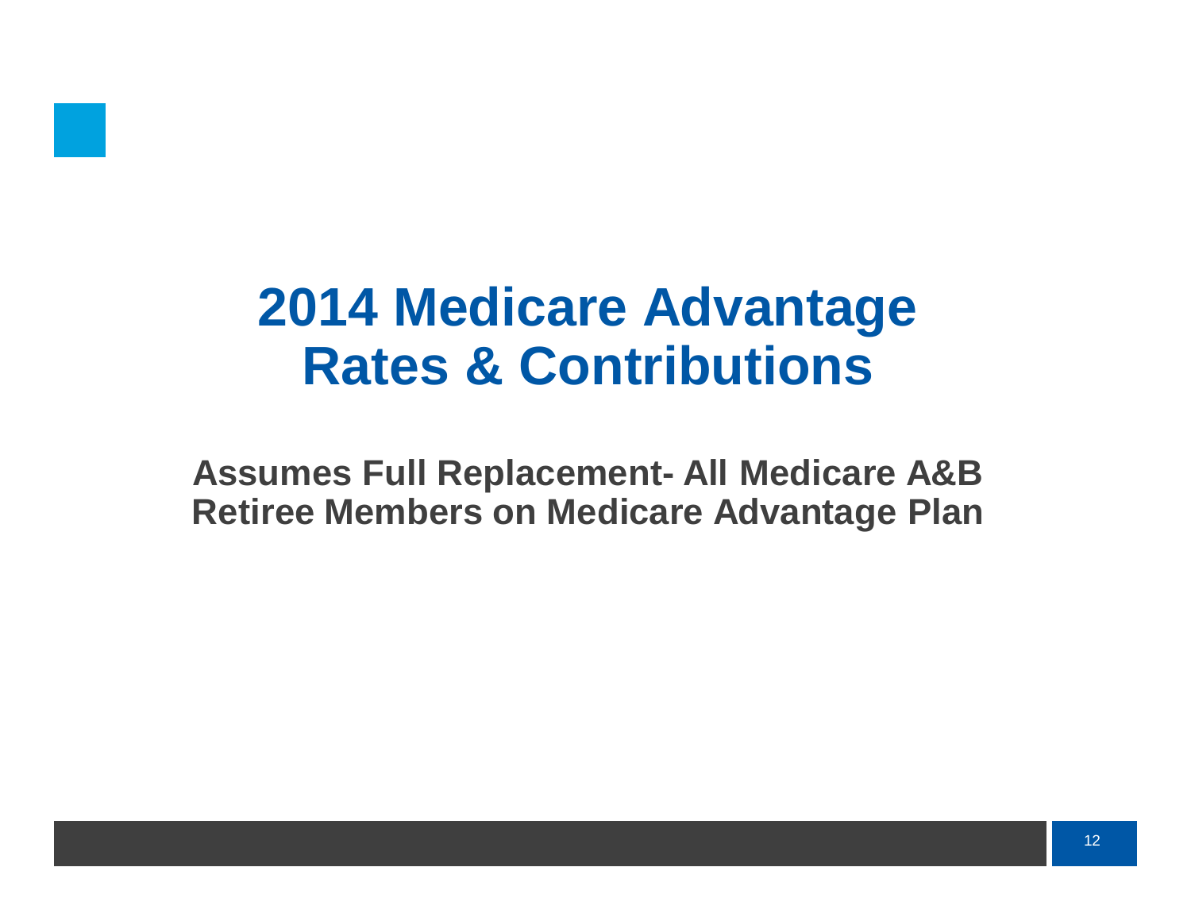# 2014 Medicare Advantage Rates & Contributions

**Assumes Full Replacement- All Medicare A&B Retiree Members on Medicare Advantage Plan**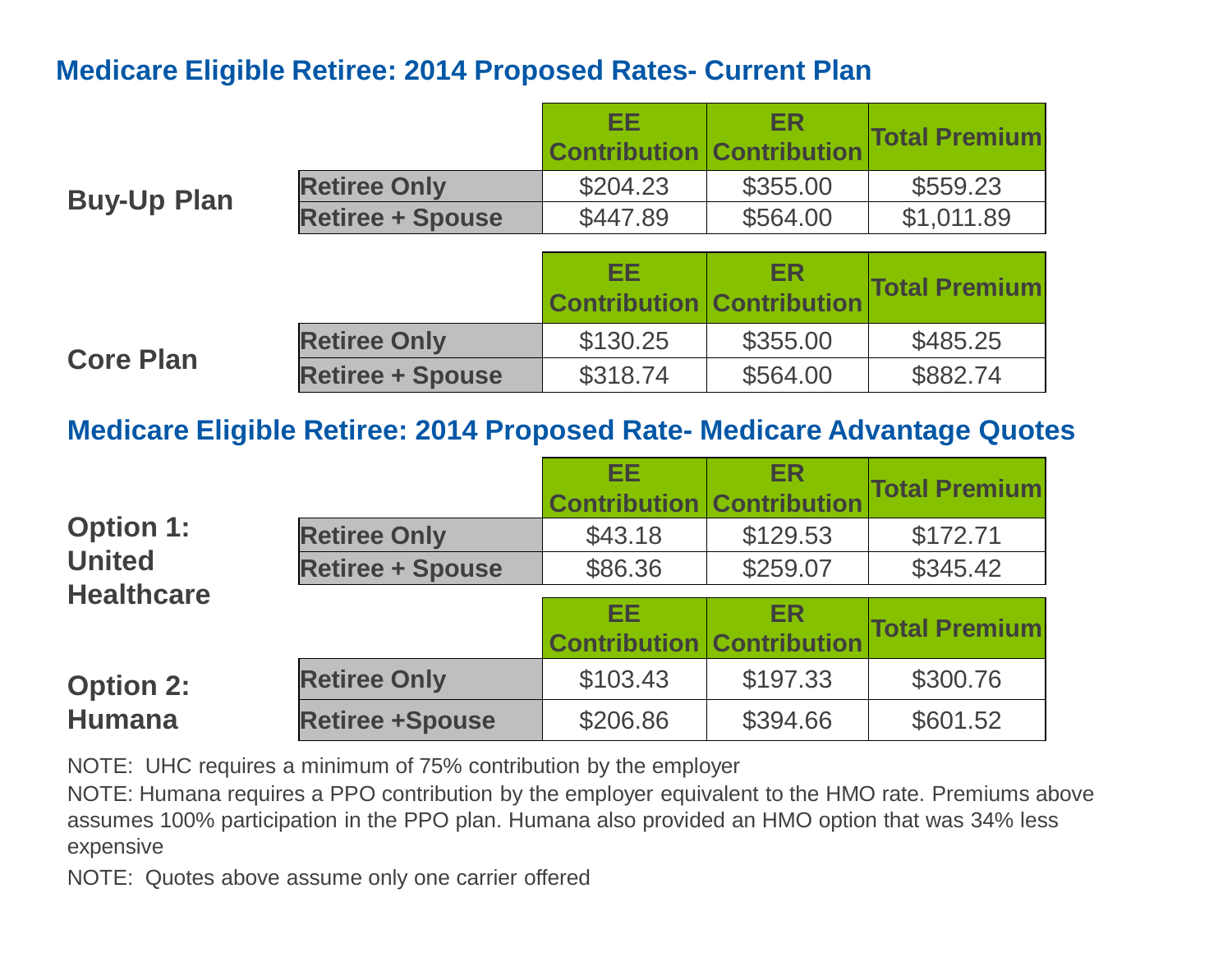## Medicare Eligible Retiree: 2014 Proposed Rates- Current Plan

**Buy-Up Plan**

| | EE Contribution | ER Contribution | Total Premium |
|---|---|---|---|
| Retiree Only | $204.23 | $355.00 | $559.23 |
| Retiree + Spouse | $447.89 | $564.00 | $1,011.89 |

**Core Plan**

| | EE Contribution | ER Contribution | Total Premium |
|---|---|---|---|
| Retiree Only | $130.25 | $355.00 | $485.25 |
| Retiree + Spouse | $318.74 | $564.00 | $882.74 |

## Medicare Eligible Retiree: 2014 Proposed Rate- Medicare Advantage Quotes

**Option 1: United Healthcare**

| | EE Contribution | ER Contribution | Total Premium |
|---|---|---|---|
| Retiree Only | $43.18 | $129.53 | $172.71 |
| Retiree + Spouse | $86.36 | $259.07 | $345.42 |

**Option 2: Humana**

| | EE Contribution | ER Contribution | Total Premium |
|---|---|---|---|
| Retiree Only | $103.43 | $197.33 | $300.76 |
| Retiree +Spouse | $206.86 | $394.66 | $601.52 |

NOTE: UHC requires a minimum of 75% contribution by the employer

NOTE: Humana requires a PPO contribution by the employer equivalent to the HMO rate. Premiums above assumes 100% participation in the PPO plan. Humana also provided an HMO option that was 34% less expensive

NOTE: Quotes above assume only one carrier offered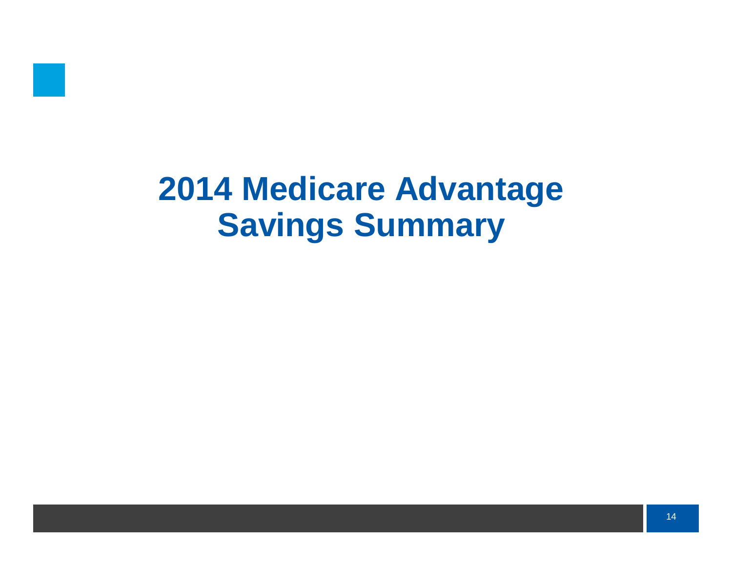# 2014 Medicare Advantage Savings Summary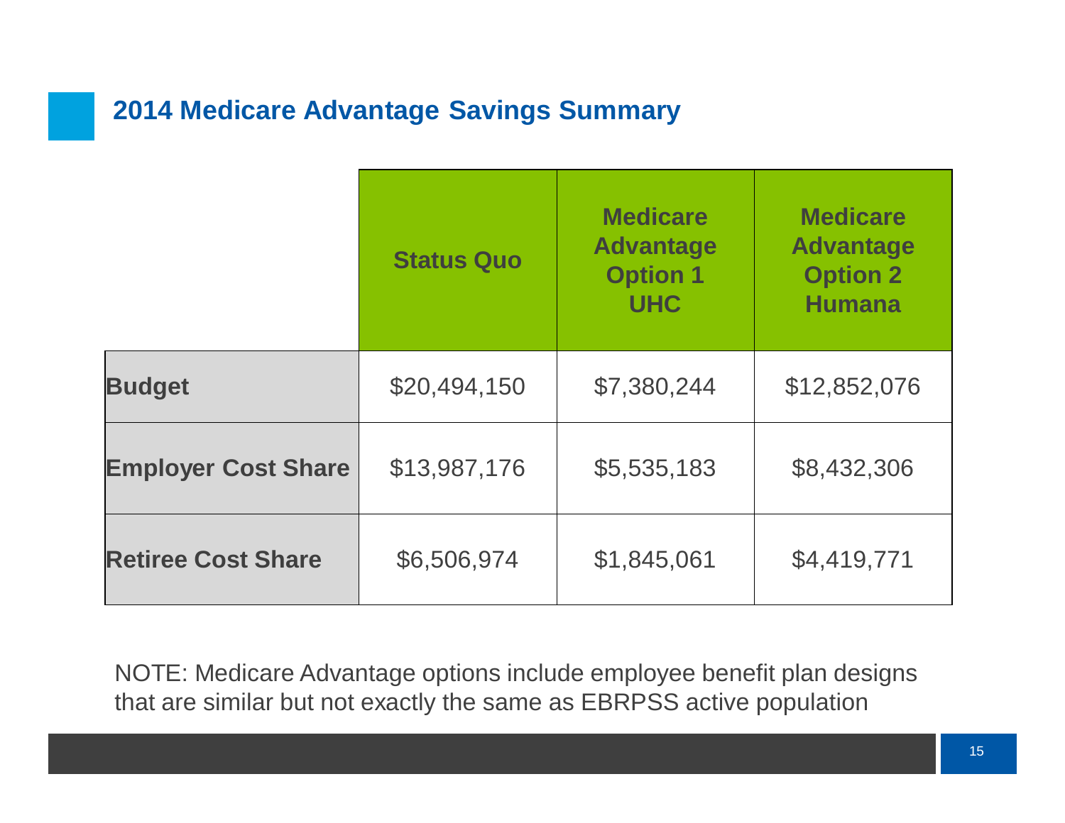## 2014 Medicare Advantage Savings Summary

| | Status Quo | Medicare Advantage Option 1 UHC | Medicare Advantage Option 2 Humana |
|---|---|---|---|
| **Budget** | $20,494,150 | $7,380,244 | $12,852,076 |
| **Employer Cost Share** | $13,987,176 | $5,535,183 | $8,432,306 |
| **Retiree Cost Share** | $6,506,974 | $1,845,061 | $4,419,771 |

NOTE: Medicare Advantage options include employee benefit plan designs that are similar but not exactly the same as EBRPSS active population